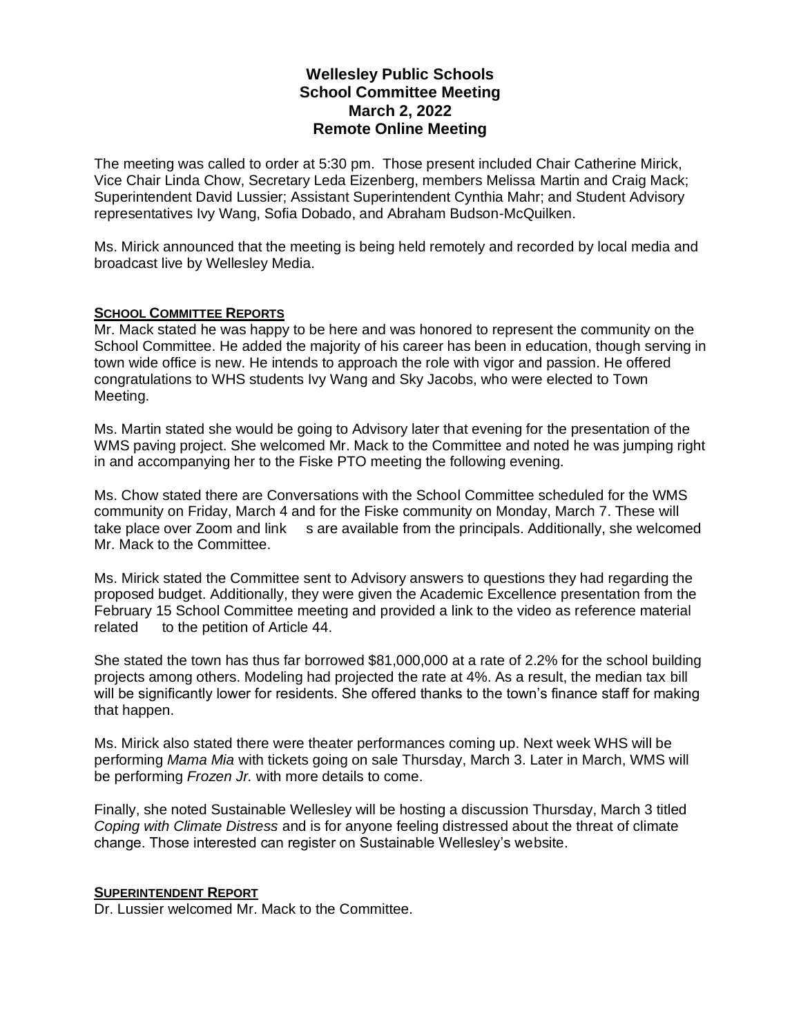# Wellesley Public Schools
## School Committee Meeting
## March 2, 2022
## Remote Online Meeting

The meeting was called to order at 5:30 pm. Those present included Chair Catherine Mirick, Vice Chair Linda Chow, Secretary Leda Eizenberg, members Melissa Martin and Craig Mack; Superintendent David Lussier; Assistant Superintendent Cynthia Mahr; and Student Advisory representatives Ivy Wang, Sofia Dobado, and Abraham Budson-McQuilken.

Ms. Mirick announced that the meeting is being held remotely and recorded by local media and broadcast live by Wellesley Media.

**SCHOOL COMMITTEE REPORTS**

Mr. Mack stated he was happy to be here and was honored to represent the community on the School Committee. He added the majority of his career has been in education, though serving in town wide office is new. He intends to approach the role with vigor and passion. He offered congratulations to WHS students Ivy Wang and Sky Jacobs, who were elected to Town Meeting.

Ms. Martin stated she would be going to Advisory later that evening for the presentation of the WMS paving project. She welcomed Mr. Mack to the Committee and noted he was jumping right in and accompanying her to the Fiske PTO meeting the following evening.

Ms. Chow stated there are Conversations with the School Committee scheduled for the WMS community on Friday, March 4 and for the Fiske community on Monday, March 7. These will take place over Zoom and links are available from the principals. Additionally, she welcomed Mr. Mack to the Committee.

Ms. Mirick stated the Committee sent to Advisory answers to questions they had regarding the proposed budget. Additionally, they were given the Academic Excellence presentation from the February 15 School Committee meeting and provided a link to the video as reference material related to the petition of Article 44.

She stated the town has thus far borrowed $81,000,000 at a rate of 2.2% for the school building projects among others. Modeling had projected the rate at 4%. As a result, the median tax bill will be significantly lower for residents. She offered thanks to the town's finance staff for making that happen.

Ms. Mirick also stated there were theater performances coming up. Next week WHS will be performing *Mama Mia* with tickets going on sale Thursday, March 3. Later in March, WMS will be performing *Frozen Jr.* with more details to come.

Finally, she noted Sustainable Wellesley will be hosting a discussion Thursday, March 3 titled *Coping with Climate Distress* and is for anyone feeling distressed about the threat of climate change. Those interested can register on Sustainable Wellesley's website.

**SUPERINTENDENT REPORT**

Dr. Lussier welcomed Mr. Mack to the Committee.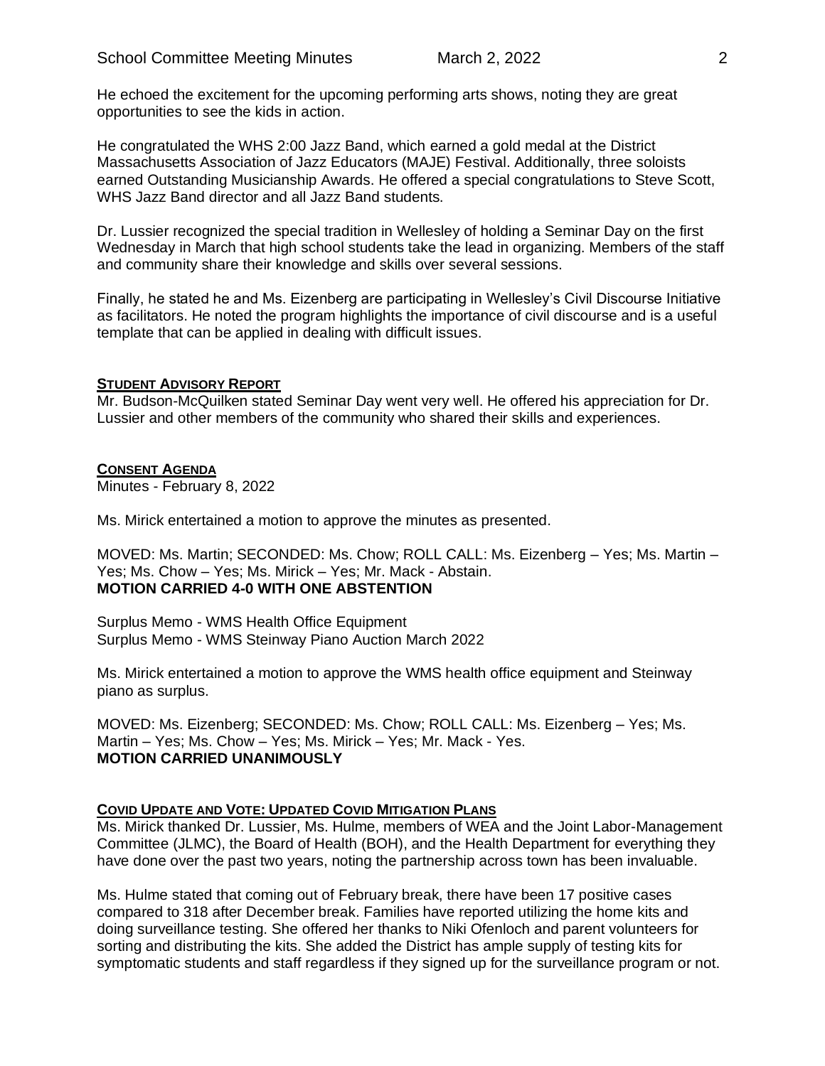He echoed the excitement for the upcoming performing arts shows, noting they are great opportunities to see the kids in action.

He congratulated the WHS 2:00 Jazz Band, which earned a gold medal at the District Massachusetts Association of Jazz Educators (MAJE) Festival. Additionally, three soloists earned Outstanding Musicianship Awards. He offered a special congratulations to Steve Scott, WHS Jazz Band director and all Jazz Band students.

Dr. Lussier recognized the special tradition in Wellesley of holding a Seminar Day on the first Wednesday in March that high school students take the lead in organizing. Members of the staff and community share their knowledge and skills over several sessions.

Finally, he stated he and Ms. Eizenberg are participating in Wellesley's Civil Discourse Initiative as facilitators. He noted the program highlights the importance of civil discourse and is a useful template that can be applied in dealing with difficult issues.

## STUDENT ADVISORY REPORT

Mr. Budson-McQuilken stated Seminar Day went very well. He offered his appreciation for Dr. Lussier and other members of the community who shared their skills and experiences.

## CONSENT AGENDA

Minutes - February 8, 2022

Ms. Mirick entertained a motion to approve the minutes as presented.

MOVED: Ms. Martin; SECONDED: Ms. Chow; ROLL CALL: Ms. Eizenberg – Yes; Ms. Martin – Yes; Ms. Chow – Yes; Ms. Mirick – Yes; Mr. Mack - Abstain.
**MOTION CARRIED 4-0 WITH ONE ABSTENTION**

Surplus Memo - WMS Health Office Equipment
Surplus Memo - WMS Steinway Piano Auction March 2022

Ms. Mirick entertained a motion to approve the WMS health office equipment and Steinway piano as surplus.

MOVED: Ms. Eizenberg; SECONDED: Ms. Chow; ROLL CALL: Ms. Eizenberg – Yes; Ms. Martin – Yes; Ms. Chow – Yes; Ms. Mirick – Yes; Mr. Mack - Yes.
**MOTION CARRIED UNANIMOUSLY**

## COVID UPDATE AND VOTE: UPDATED COVID MITIGATION PLANS

Ms. Mirick thanked Dr. Lussier, Ms. Hulme, members of WEA and the Joint Labor-Management Committee (JLMC), the Board of Health (BOH), and the Health Department for everything they have done over the past two years, noting the partnership across town has been invaluable.

Ms. Hulme stated that coming out of February break, there have been 17 positive cases compared to 318 after December break. Families have reported utilizing the home kits and doing surveillance testing. She offered her thanks to Niki Ofenloch and parent volunteers for sorting and distributing the kits. She added the District has ample supply of testing kits for symptomatic students and staff regardless if they signed up for the surveillance program or not.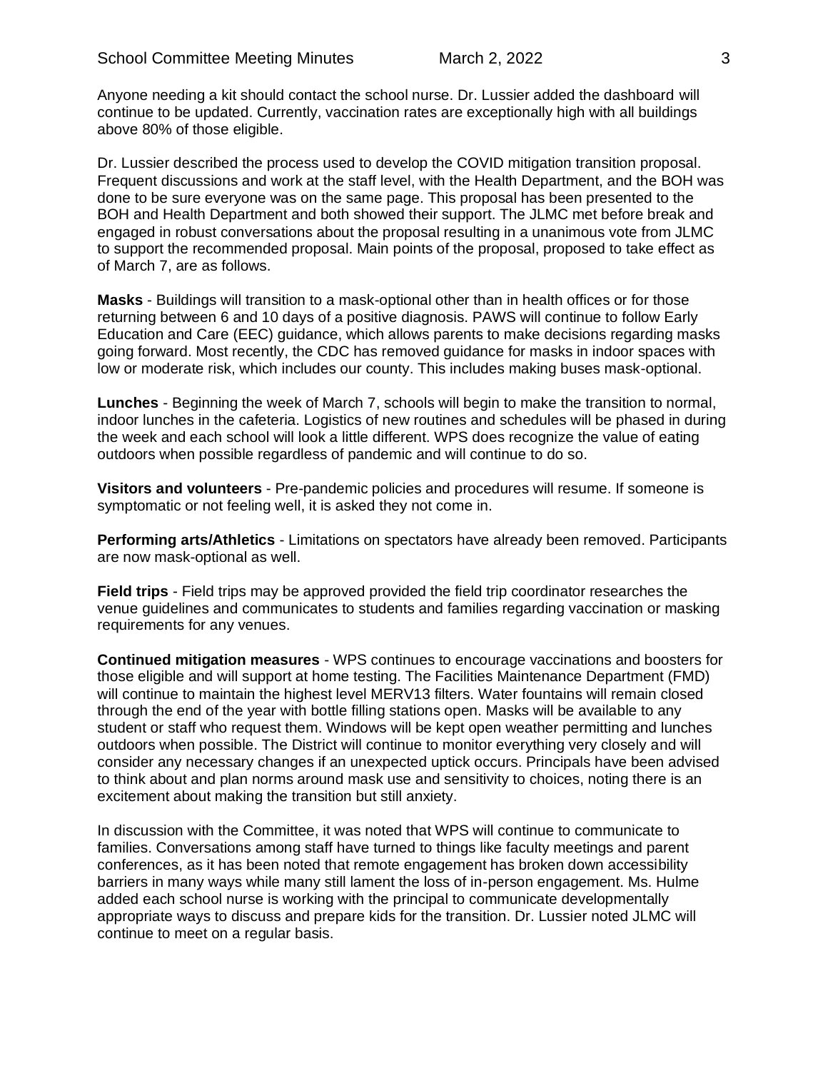Anyone needing a kit should contact the school nurse. Dr. Lussier added the dashboard will continue to be updated. Currently, vaccination rates are exceptionally high with all buildings above 80% of those eligible.

Dr. Lussier described the process used to develop the COVID mitigation transition proposal. Frequent discussions and work at the staff level, with the Health Department, and the BOH was done to be sure everyone was on the same page. This proposal has been presented to the BOH and Health Department and both showed their support. The JLMC met before break and engaged in robust conversations about the proposal resulting in a unanimous vote from JLMC to support the recommended proposal. Main points of the proposal, proposed to take effect as of March 7, are as follows.

**Masks** - Buildings will transition to a mask-optional other than in health offices or for those returning between 6 and 10 days of a positive diagnosis. PAWS will continue to follow Early Education and Care (EEC) guidance, which allows parents to make decisions regarding masks going forward. Most recently, the CDC has removed guidance for masks in indoor spaces with low or moderate risk, which includes our county. This includes making buses mask-optional.

**Lunches** - Beginning the week of March 7, schools will begin to make the transition to normal, indoor lunches in the cafeteria. Logistics of new routines and schedules will be phased in during the week and each school will look a little different. WPS does recognize the value of eating outdoors when possible regardless of pandemic and will continue to do so.

**Visitors and volunteers** - Pre-pandemic policies and procedures will resume. If someone is symptomatic or not feeling well, it is asked they not come in.

**Performing arts/Athletics** - Limitations on spectators have already been removed. Participants are now mask-optional as well.

**Field trips** - Field trips may be approved provided the field trip coordinator researches the venue guidelines and communicates to students and families regarding vaccination or masking requirements for any venues.

**Continued mitigation measures** - WPS continues to encourage vaccinations and boosters for those eligible and will support at home testing. The Facilities Maintenance Department (FMD) will continue to maintain the highest level MERV13 filters. Water fountains will remain closed through the end of the year with bottle filling stations open. Masks will be available to any student or staff who request them. Windows will be kept open weather permitting and lunches outdoors when possible. The District will continue to monitor everything very closely and will consider any necessary changes if an unexpected uptick occurs. Principals have been advised to think about and plan norms around mask use and sensitivity to choices, noting there is an excitement about making the transition but still anxiety.

In discussion with the Committee, it was noted that WPS will continue to communicate to families. Conversations among staff have turned to things like faculty meetings and parent conferences, as it has been noted that remote engagement has broken down accessibility barriers in many ways while many still lament the loss of in-person engagement. Ms. Hulme added each school nurse is working with the principal to communicate developmentally appropriate ways to discuss and prepare kids for the transition. Dr. Lussier noted JLMC will continue to meet on a regular basis.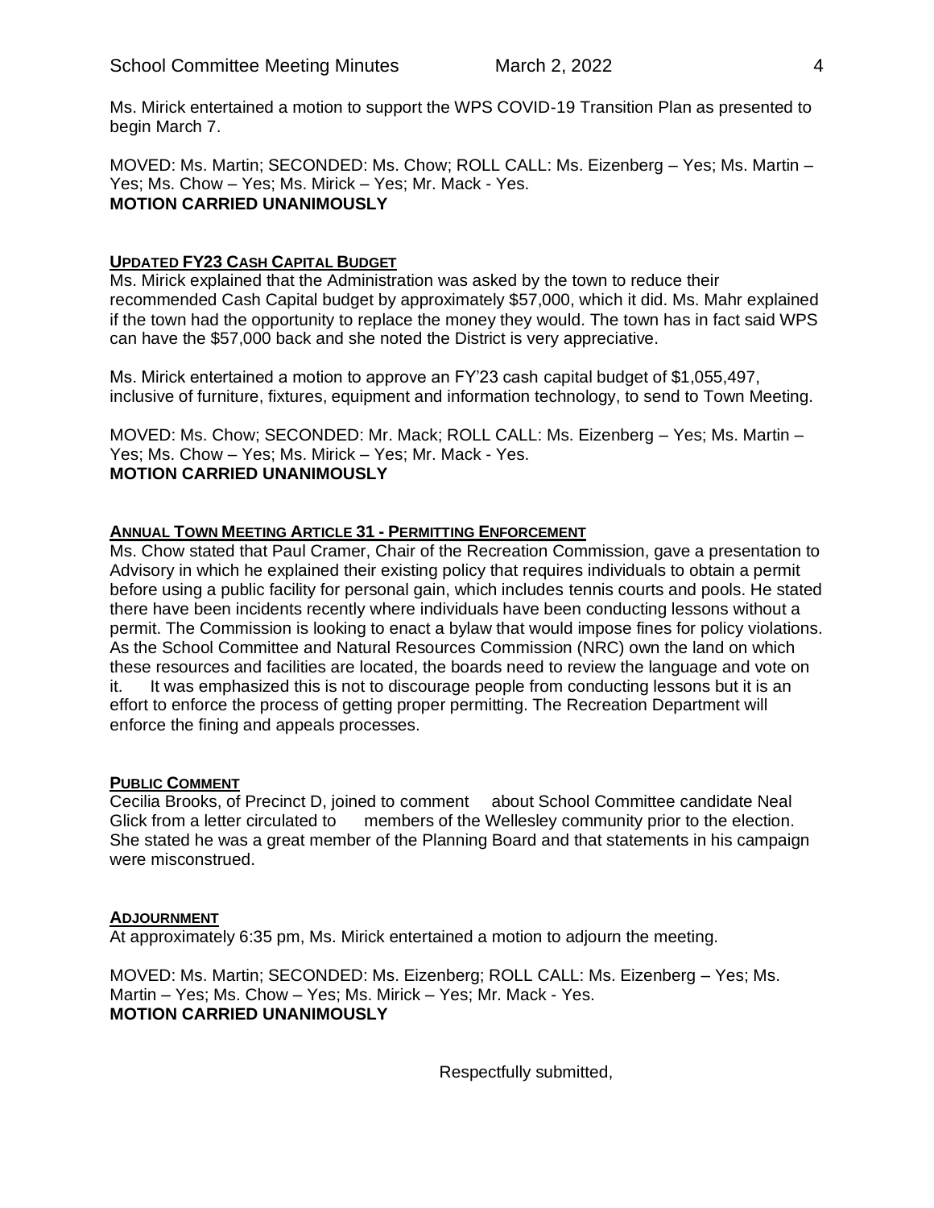Ms. Mirick entertained a motion to support the WPS COVID-19 Transition Plan as presented to begin March 7.

MOVED: Ms. Martin; SECONDED: Ms. Chow; ROLL CALL: Ms. Eizenberg – Yes; Ms. Martin – Yes; Ms. Chow – Yes; Ms. Mirick – Yes; Mr. Mack - Yes.
**MOTION CARRIED UNANIMOUSLY**

## UPDATED FY23 CASH CAPITAL BUDGET

Ms. Mirick explained that the Administration was asked by the town to reduce their recommended Cash Capital budget by approximately $57,000, which it did. Ms. Mahr explained if the town had the opportunity to replace the money they would. The town has in fact said WPS can have the $57,000 back and she noted the District is very appreciative.

Ms. Mirick entertained a motion to approve an FY'23 cash capital budget of $1,055,497, inclusive of furniture, fixtures, equipment and information technology, to send to Town Meeting.

MOVED: Ms. Chow; SECONDED: Mr. Mack; ROLL CALL: Ms. Eizenberg – Yes; Ms. Martin – Yes; Ms. Chow – Yes; Ms. Mirick – Yes; Mr. Mack - Yes.
**MOTION CARRIED UNANIMOUSLY**

## ANNUAL TOWN MEETING ARTICLE 31 - PERMITTING ENFORCEMENT

Ms. Chow stated that Paul Cramer, Chair of the Recreation Commission, gave a presentation to Advisory in which he explained their existing policy that requires individuals to obtain a permit before using a public facility for personal gain, which includes tennis courts and pools. He stated there have been incidents recently where individuals have been conducting lessons without a permit. The Commission is looking to enact a bylaw that would impose fines for policy violations. As the School Committee and Natural Resources Commission (NRC) own the land on which these resources and facilities are located, the boards need to review the language and vote on it. It was emphasized this is not to discourage people from conducting lessons but it is an effort to enforce the process of getting proper permitting. The Recreation Department will enforce the fining and appeals processes.

## PUBLIC COMMENT

Cecilia Brooks, of Precinct D, joined to comment about School Committee candidate Neal Glick from a letter circulated to members of the Wellesley community prior to the election. She stated he was a great member of the Planning Board and that statements in his campaign were misconstrued.

## ADJOURNMENT

At approximately 6:35 pm, Ms. Mirick entertained a motion to adjourn the meeting.

MOVED: Ms. Martin; SECONDED: Ms. Eizenberg; ROLL CALL: Ms. Eizenberg – Yes; Ms. Martin – Yes; Ms. Chow – Yes; Ms. Mirick – Yes; Mr. Mack - Yes.
**MOTION CARRIED UNANIMOUSLY**

Respectfully submitted,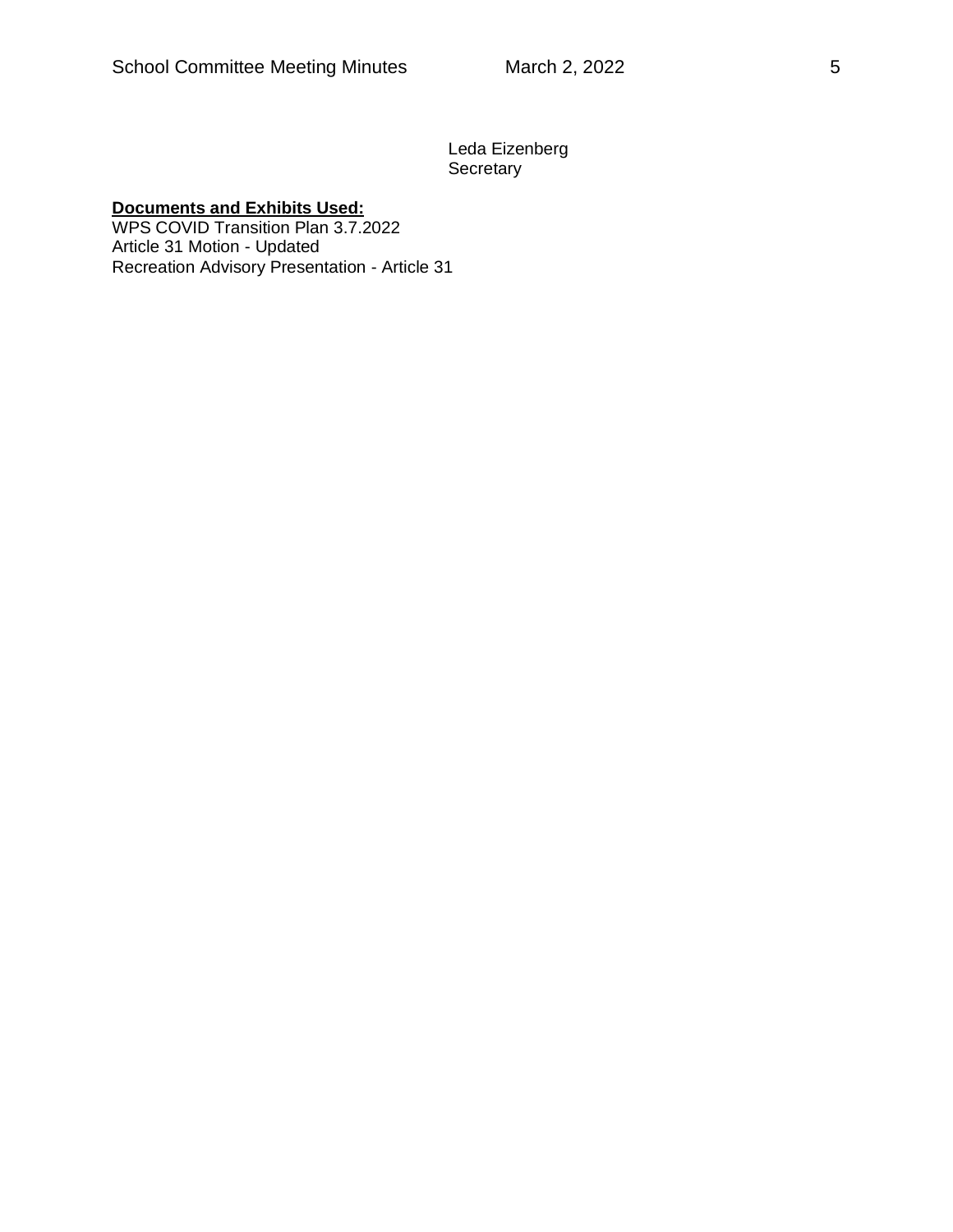Leda Eizenberg
Secretary

**Documents and Exhibits Used:**

WPS COVID Transition Plan 3.7.2022
Article 31 Motion - Updated
Recreation Advisory Presentation - Article 31